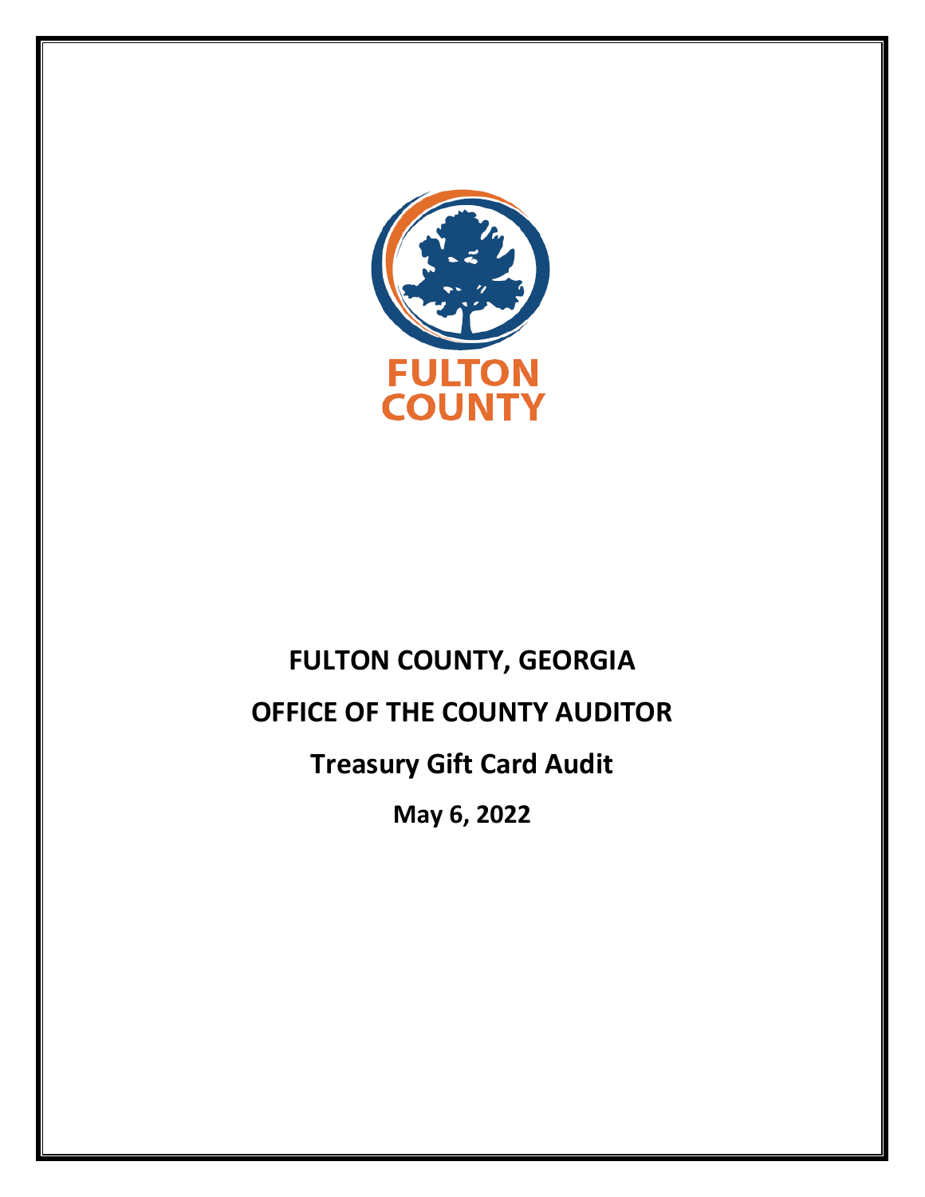FULTON COUNTY

# FULTON COUNTY, GEORGIA

# OFFICE OF THE COUNTY AUDITOR

## Treasury Gift Card Audit

**May 6, 2022**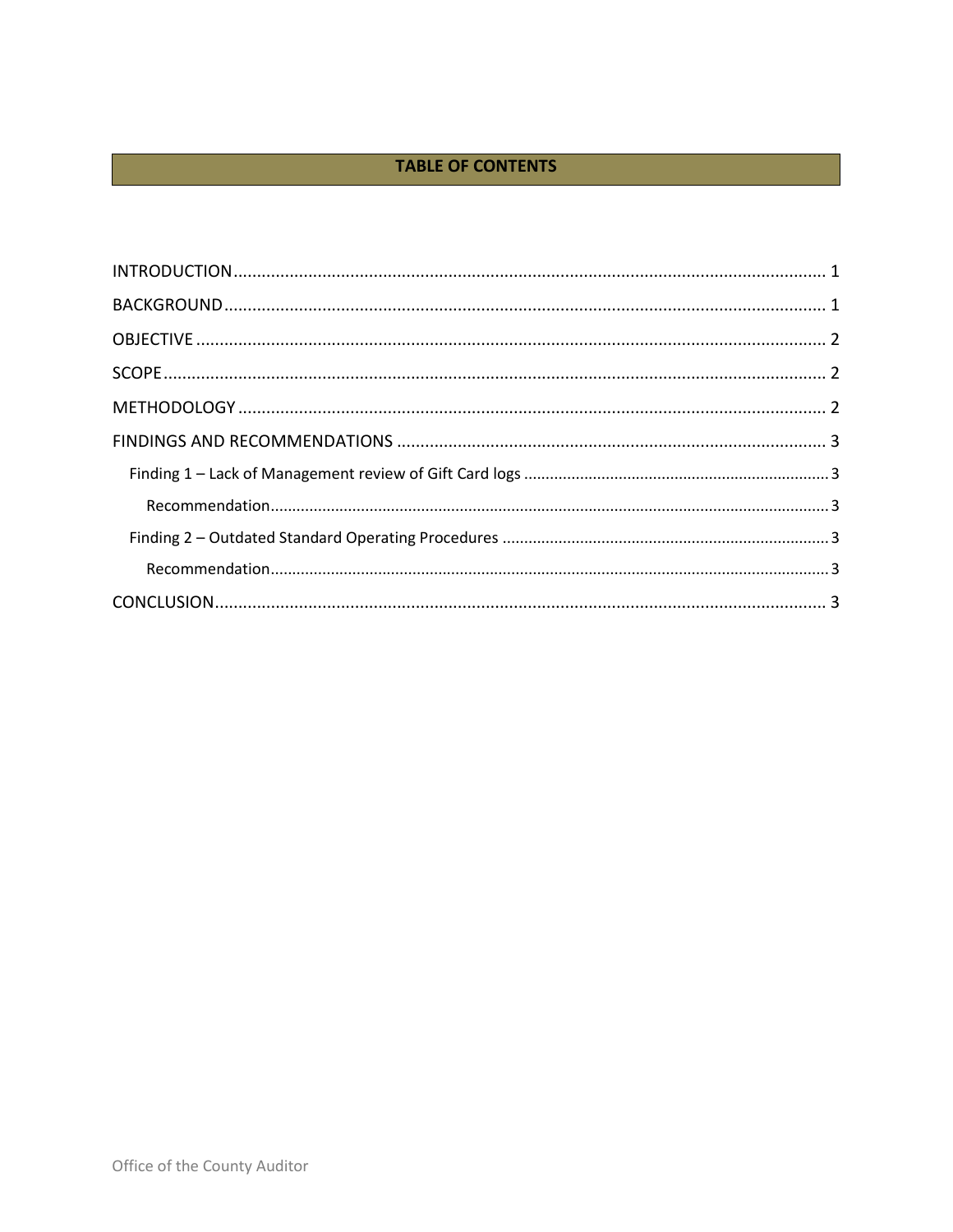## TABLE OF CONTENTS

INTRODUCTION ............................................................................................................................ 1

BACKGROUND ............................................................................................................................ 1

OBJECTIVE .................................................................................................................................. 2

SCOPE .......................................................................................................................................... 2

METHODOLOGY .......................................................................................................................... 2

FINDINGS AND RECOMMENDATIONS ........................................................................................ 3

- Finding 1 – Lack of Management review of Gift Card logs ..................................................... 3
  - Recommendation ................................................................................................................. 3
- Finding 2 – Outdated Standard Operating Procedures ........................................................... 3
  - Recommendation ................................................................................................................. 3

CONCLUSION ............................................................................................................................... 3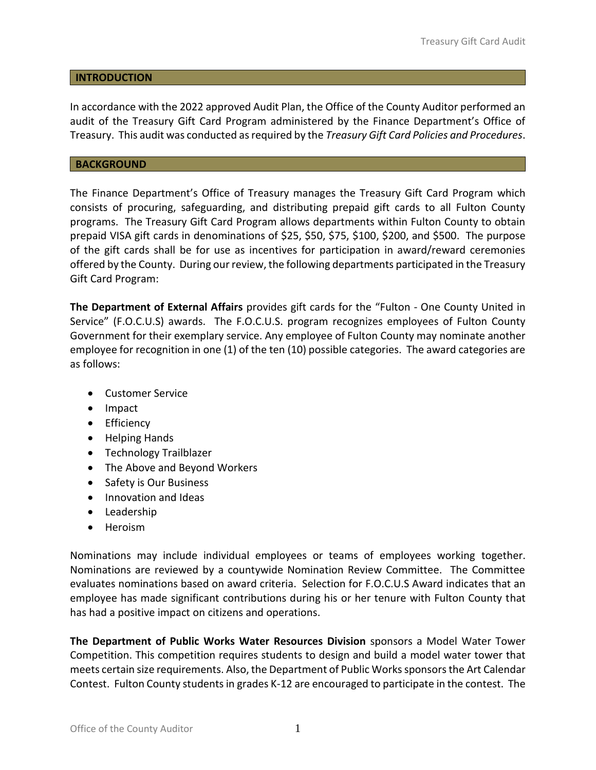## INTRODUCTION

In accordance with the 2022 approved Audit Plan, the Office of the County Auditor performed an audit of the Treasury Gift Card Program administered by the Finance Department's Office of Treasury. This audit was conducted as required by the *Treasury Gift Card Policies and Procedures*.

## BACKGROUND

The Finance Department's Office of Treasury manages the Treasury Gift Card Program which consists of procuring, safeguarding, and distributing prepaid gift cards to all Fulton County programs. The Treasury Gift Card Program allows departments within Fulton County to obtain prepaid VISA gift cards in denominations of $25, $50, $75, $100, $200, and $500. The purpose of the gift cards shall be for use as incentives for participation in award/reward ceremonies offered by the County. During our review, the following departments participated in the Treasury Gift Card Program:

**The Department of External Affairs** provides gift cards for the "Fulton - One County United in Service" (F.O.C.U.S) awards. The F.O.C.U.S. program recognizes employees of Fulton County Government for their exemplary service. Any employee of Fulton County may nominate another employee for recognition in one (1) of the ten (10) possible categories. The award categories are as follows:

- Customer Service
- Impact
- Efficiency
- Helping Hands
- Technology Trailblazer
- The Above and Beyond Workers
- Safety is Our Business
- Innovation and Ideas
- Leadership
- Heroism

Nominations may include individual employees or teams of employees working together. Nominations are reviewed by a countywide Nomination Review Committee. The Committee evaluates nominations based on award criteria. Selection for F.O.C.U.S Award indicates that an employee has made significant contributions during his or her tenure with Fulton County that has had a positive impact on citizens and operations.

**The Department of Public Works Water Resources Division** sponsors a Model Water Tower Competition. This competition requires students to design and build a model water tower that meets certain size requirements. Also, the Department of Public Works sponsors the Art Calendar Contest. Fulton County students in grades K-12 are encouraged to participate in the contest. The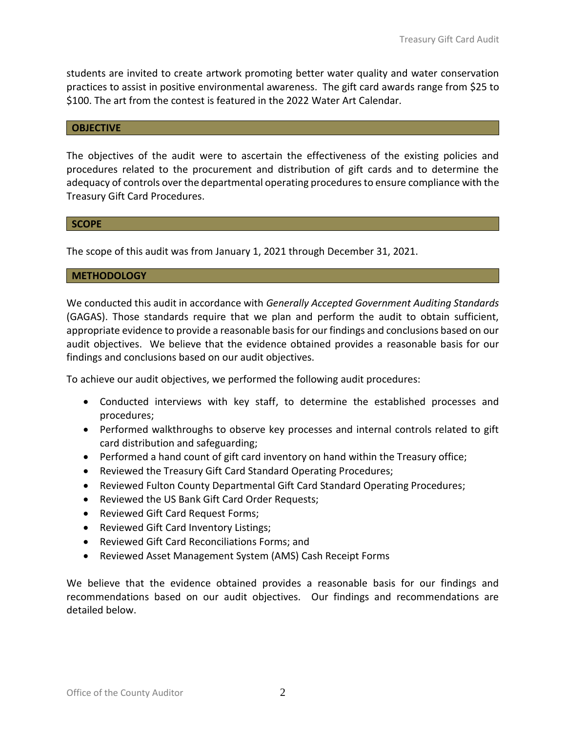students are invited to create artwork promoting better water quality and water conservation practices to assist in positive environmental awareness. The gift card awards range from $25 to $100. The art from the contest is featured in the 2022 Water Art Calendar.

## OBJECTIVE

The objectives of the audit were to ascertain the effectiveness of the existing policies and procedures related to the procurement and distribution of gift cards and to determine the adequacy of controls over the departmental operating procedures to ensure compliance with the Treasury Gift Card Procedures.

## SCOPE

The scope of this audit was from January 1, 2021 through December 31, 2021.

## METHODOLOGY

We conducted this audit in accordance with *Generally Accepted Government Auditing Standards* (GAGAS). Those standards require that we plan and perform the audit to obtain sufficient, appropriate evidence to provide a reasonable basis for our findings and conclusions based on our audit objectives. We believe that the evidence obtained provides a reasonable basis for our findings and conclusions based on our audit objectives.

To achieve our audit objectives, we performed the following audit procedures:

- Conducted interviews with key staff, to determine the established processes and procedures;
- Performed walkthroughs to observe key processes and internal controls related to gift card distribution and safeguarding;
- Performed a hand count of gift card inventory on hand within the Treasury office;
- Reviewed the Treasury Gift Card Standard Operating Procedures;
- Reviewed Fulton County Departmental Gift Card Standard Operating Procedures;
- Reviewed the US Bank Gift Card Order Requests;
- Reviewed Gift Card Request Forms;
- Reviewed Gift Card Inventory Listings;
- Reviewed Gift Card Reconciliations Forms; and
- Reviewed Asset Management System (AMS) Cash Receipt Forms

We believe that the evidence obtained provides a reasonable basis for our findings and recommendations based on our audit objectives. Our findings and recommendations are detailed below.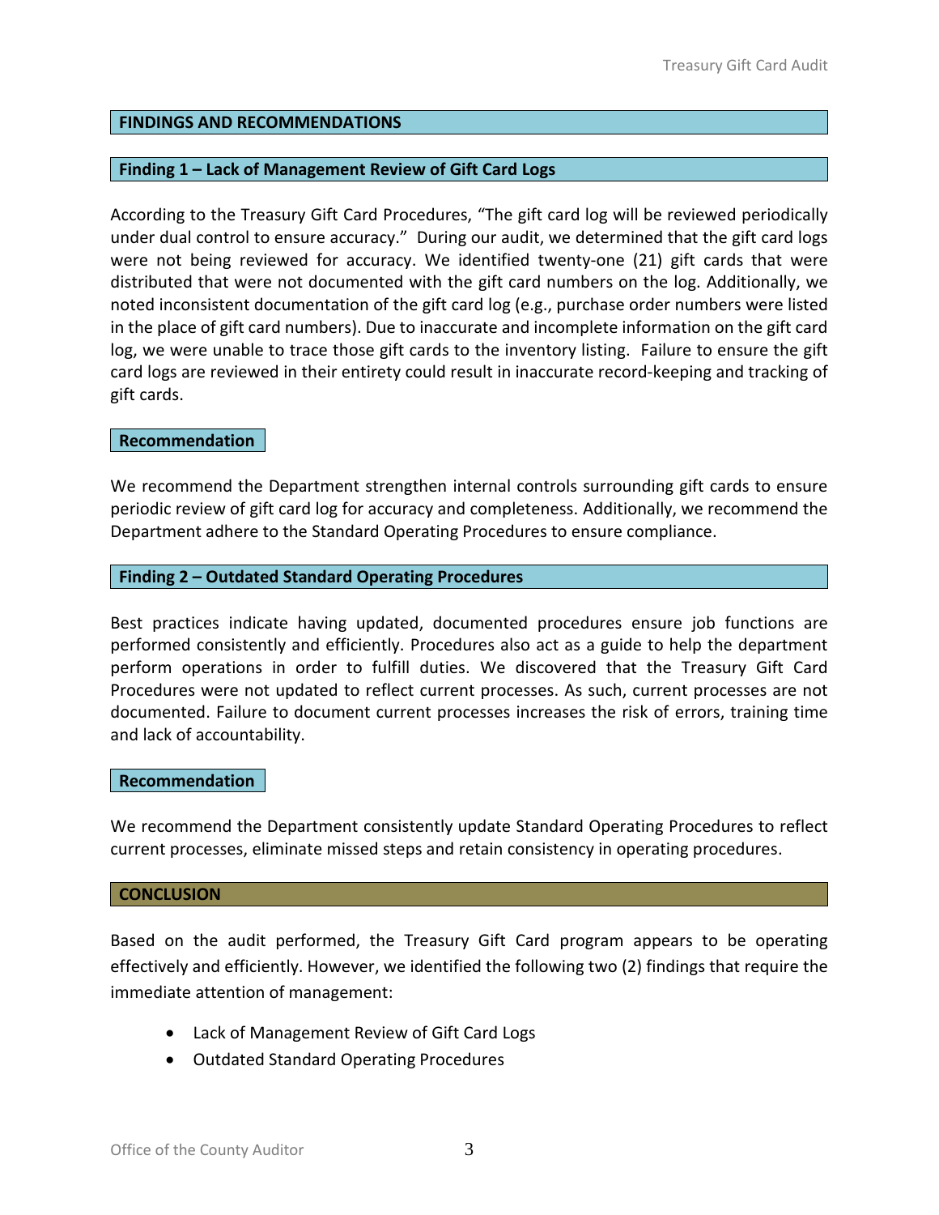## FINDINGS AND RECOMMENDATIONS

### Finding 1 – Lack of Management Review of Gift Card Logs

According to the Treasury Gift Card Procedures, "The gift card log will be reviewed periodically under dual control to ensure accuracy." During our audit, we determined that the gift card logs were not being reviewed for accuracy. We identified twenty-one (21) gift cards that were distributed that were not documented with the gift card numbers on the log. Additionally, we noted inconsistent documentation of the gift card log (e.g., purchase order numbers were listed in the place of gift card numbers). Due to inaccurate and incomplete information on the gift card log, we were unable to trace those gift cards to the inventory listing. Failure to ensure the gift card logs are reviewed in their entirety could result in inaccurate record-keeping and tracking of gift cards.

#### Recommendation

We recommend the Department strengthen internal controls surrounding gift cards to ensure periodic review of gift card log for accuracy and completeness. Additionally, we recommend the Department adhere to the Standard Operating Procedures to ensure compliance.

### Finding 2 – Outdated Standard Operating Procedures

Best practices indicate having updated, documented procedures ensure job functions are performed consistently and efficiently. Procedures also act as a guide to help the department perform operations in order to fulfill duties. We discovered that the Treasury Gift Card Procedures were not updated to reflect current processes. As such, current processes are not documented. Failure to document current processes increases the risk of errors, training time and lack of accountability.

#### Recommendation

We recommend the Department consistently update Standard Operating Procedures to reflect current processes, eliminate missed steps and retain consistency in operating procedures.

## CONCLUSION

Based on the audit performed, the Treasury Gift Card program appears to be operating effectively and efficiently. However, we identified the following two (2) findings that require the immediate attention of management:

- Lack of Management Review of Gift Card Logs
- Outdated Standard Operating Procedures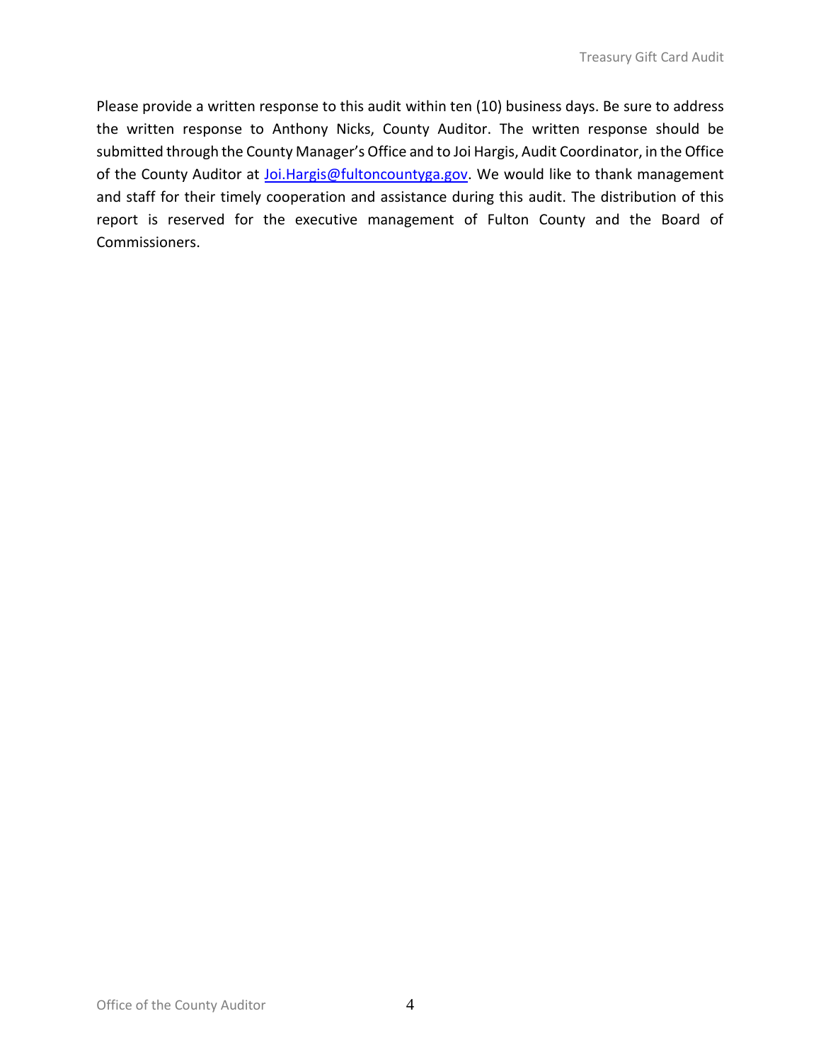Please provide a written response to this audit within ten (10) business days. Be sure to address the written response to Anthony Nicks, County Auditor. The written response should be submitted through the County Manager's Office and to Joi Hargis, Audit Coordinator, in the Office of the County Auditor at Joi.Hargis@fultoncountyga.gov. We would like to thank management and staff for their timely cooperation and assistance during this audit. The distribution of this report is reserved for the executive management of Fulton County and the Board of Commissioners.